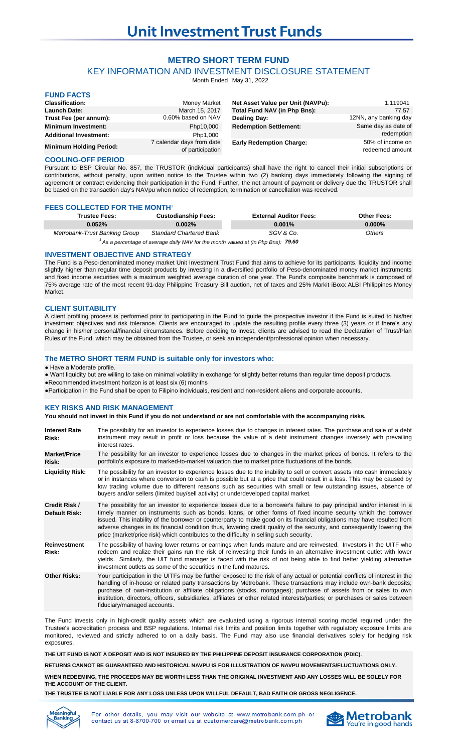# Unit Investment Trust Funds

## METRO SHORT TERM FUND

### KEY INFORMATION AND INVESTMENT DISCLOSURE STATEMENT

Month Ended May 31, 2022

### FUND FACTS

| | | | |
|---|---|---|---|
| **Classification:** | Money Market | **Net Asset Value per Unit (NAVPu):** | 1.119041 |
| **Launch Date:** | March 15, 2017 | **Total Fund NAV (in Php Bns):** | 77.57 |
| **Trust Fee (per annum):** | 0.60% based on NAV | **Dealing Day:** | 12NN, any banking day |
| **Minimum Investment:** | Php10,000 | **Redemption Settlement:** | Same day as date of redemption |
| **Additional Investment:** | Php1,000 | | |
| **Minimum Holding Period:** | 7 calendar days from date of participation | **Early Redemption Charge:** | 50% of income on redeemed amount |

### COOLING-OFF PERIOD

Pursuant to BSP Circular No. 857, the TRUSTOR (individual participants) shall have the right to cancel their initial subscriptions or contributions, without penalty, upon written notice to the Trustee within two (2) banking days immediately following the signing of agreement or contract evidencing their participation in the Fund. Further, the net amount of payment or delivery due the TRUSTOR shall be based on the transaction day's NAVpu when notice of redemption, termination or cancellation was received.

### FEES COLLECTED FOR THE MONTH[1]

| Trustee Fees: | Custodianship Fees: | External Auditor Fees: | Other Fees: |
|---|---|---|---|
| 0.052% | 0.002% | 0.001% | 0.000% |
| *Metrobank-Trust Banking Group* | *Standard Chartered Bank* | *SGV & Co.* | *Others* |

[1] *As a percentage of average daily NAV for the month valued at (in Php Bns):* ***79.60***

### INVESTMENT OBJECTIVE AND STRATEGY

The Fund is a Peso-denominated money market Unit Investment Trust Fund that aims to achieve for its participants, liquidity and income slightly higher than regular time deposit products by investing in a diversified portfolio of Peso-denominated money market instruments and fixed income securities with a maximum weighted average duration of one year. The Fund's composite benchmark is composed of 75% average rate of the most recent 91-day Philippine Treasury Bill auction, net of taxes and 25% Markit iBoxx ALBI Philippines Money Market.

### CLIENT SUITABILITY

A client profiling process is performed prior to participating in the Fund to guide the prospective investor if the Fund is suited to his/her investment objectives and risk tolerance. Clients are encouraged to update the resulting profile every three (3) years or if there's any change in his/her personal/financial circumstances. Before deciding to invest, clients are advised to read the Declaration of Trust/Plan Rules of the Fund, which may be obtained from the Trustee, or seek an independent/professional opinion when necessary.

### The METRO SHORT TERM FUND is suitable only for investors who:

- Have a Moderate profile.
- Want liquidity but are willing to take on minimal volatility in exchange for slightly better returns than regular time deposit products.
- Recommended investment horizon is at least six (6) months
- Participation in the Fund shall be open to Filipino individuals, resident and non-resident aliens and corporate accounts.

### KEY RISKS AND RISK MANAGEMENT

**You should not invest in this Fund if you do not understand or are not comfortable with the accompanying risks.**

| | |
|---|---|
| **Interest Rate Risk:** | The possibility for an investor to experience losses due to changes in interest rates. The purchase and sale of a debt instrument may result in profit or loss because the value of a debt instrument changes inversely with prevailing interest rates. |
| **Market/Price Risk:** | The possibility for an investor to experience losses due to changes in the market prices of bonds. It refers to the portfolio's exposure to marked-to-market valuation due to market price fluctuations of the bonds. |
| **Liquidity Risk:** | The possibility for an investor to experience losses due to the inability to sell or convert assets into cash immediately or in instances where conversion to cash is possible but at a price that could result in a loss. This may be caused by low trading volume due to different reasons such as securities with small or few outstanding issues, absence of buyers and/or sellers (limited buy/sell activity) or underdeveloped capital market. |
| **Credit Risk / Default Risk:** | The possibility for an investor to experience losses due to a borrower's failure to pay principal and/or interest in a timely manner on instruments such as bonds, loans, or other forms of fixed income security which the borrower issued. This inability of the borrower or counterparty to make good on its financial obligations may have resulted from adverse changes in its financial condition thus, lowering credit quality of the security, and consequently lowering the price (market/price risk) which contributes to the difficulty in selling such security. |
| **Reinvestment Risk:** | The possibility of having lower returns or earnings when funds mature and are reinvested. Investors in the UITF who redeem and realize their gains run the risk of reinvesting their funds in an alternative investment outlet with lower yields. Similarly, the UIT fund manager is faced with the risk of not being able to find better yielding alternative investment outlets as some of the securities in the fund matures. |
| **Other Risks:** | Your participation in the UITFs may be further exposed to the risk of any actual or potential conflicts of interest in the handling of in-house or related party transactions by Metrobank. These transactions may include own-bank deposits; purchase of own-institution or affiliate obligations (stocks, mortgages); purchase of assets from or sales to own institution, directors, officers, subsidiaries, affiliates or other related interests/parties; or purchases or sales between fiduciary/managed accounts. |

The Fund invests only in high-credit quality assets which are evaluated using a rigorous internal scoring model required under the Trustee's accreditation process and BSP regulations. Internal risk limits and position limits together with regulatory exposure limits are monitored, reviewed and strictly adhered to on a daily basis. The Fund may also use financial derivatives solely for hedging risk exposures.

**THE UIT FUND IS NOT A DEPOSIT AND IS NOT INSURED BY THE PHILIPPINE DEPOSIT INSURANCE CORPORATION (PDIC).**

**RETURNS CANNOT BE GUARANTEED AND HISTORICAL NAVPU IS FOR ILLUSTRATION OF NAVPU MOVEMENTS/FLUCTUATIONS ONLY.**

**WHEN REDEEMING, THE PROCEEDS MAY BE WORTH LESS THAN THE ORIGINAL INVESTMENT AND ANY LOSSES WILL BE SOLELY FOR THE ACCOUNT OF THE CLIENT.**

**THE TRUSTEE IS NOT LIABLE FOR ANY LOSS UNLESS UPON WILLFUL DEFAULT, BAD FAITH OR GROSS NEGLIGENCE.**

For other details, you may visit our website at www.metrobank.com.ph or contact us at 8-8700-700 or email us at customercare@metrobank.com.ph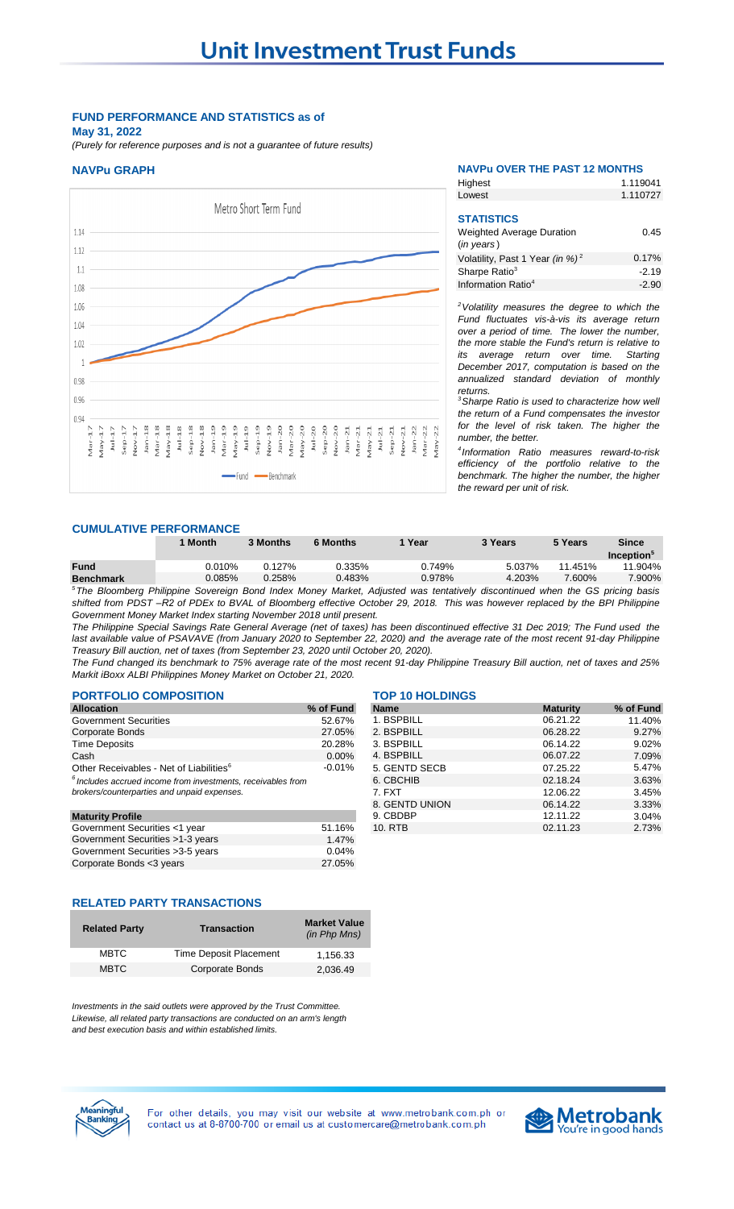# Unit Investment Trust Funds

**FUND PERFORMANCE AND STATISTICS as of May 31, 2022**

*(Purely for reference purposes and is not a guarantee of future results)*

### NAVPu GRAPH

Metro Short Term Fund

Fund — Benchmark

### NAVPu OVER THE PAST 12 MONTHS

| | |
|---|---|
| Highest | 1.119041 |
| Lowest | 1.110727 |

### STATISTICS

| | |
|---|---|
| Weighted Average Duration (*in years*) | 0.45 |
| Volatility, Past 1 Year (*in %*)[2] | 0.17% |
| Sharpe Ratio[3] | -2.19 |
| Information Ratio[4] | -2.90 |

[2]*Volatility measures the degree to which the Fund fluctuates vis-à-vis its average return over a period of time. The lower the number, the more stable the Fund's return is relative to its average return over time. Starting December 2017, computation is based on the annualized standard deviation of monthly returns.*

[3]*Sharpe Ratio is used to characterize how well the return of a Fund compensates the investor for the level of risk taken. The higher the number, the better.*

[4]*Information Ratio measures reward-to-risk efficiency of the portfolio relative to the benchmark. The higher the number, the higher the reward per unit of risk.*

### CUMULATIVE PERFORMANCE

| | 1 Month | 3 Months | 6 Months | 1 Year | 3 Years | 5 Years | Since Inception[5] |
|---|---|---|---|---|---|---|---|
| **Fund** | 0.010% | 0.127% | 0.335% | 0.749% | 5.037% | 11.451% | 11.904% |
| **Benchmark** | 0.085% | 0.258% | 0.483% | 0.978% | 4.203% | 7.600% | 7.900% |

[5]*The Bloomberg Philippine Sovereign Bond Index Money Market, Adjusted was tentatively discontinued when the GS pricing basis shifted from PDST –R2 of PDEx to BVAL of Bloomberg effective October 29, 2018. This was however replaced by the BPI Philippine Government Money Market Index starting November 2018 until present.*

*The Philippine Special Savings Rate General Average (net of taxes) has been discontinued effective 31 Dec 2019; The Fund used the last available value of PSAVAVE (from January 2020 to September 22, 2020) and the average rate of the most recent 91-day Philippine Treasury Bill auction, net of taxes (from September 23, 2020 until October 20, 2020).*

*The Fund changed its benchmark to 75% average rate of the most recent 91-day Philippine Treasury Bill auction, net of taxes and 25% Markit iBoxx ALBI Philippines Money Market on October 21, 2020.*

### PORTFOLIO COMPOSITION

| Allocation | % of Fund |
|---|---|
| Government Securities | 52.67% |
| Corporate Bonds | 27.05% |
| Time Deposits | 20.28% |
| Cash | 0.00% |
| Other Receivables - Net of Liabilities[6] | -0.01% |

[6]*Includes accrued income from investments, receivables from brokers/counterparties and unpaid expenses.*

| Maturity Profile | |
|---|---|
| Government Securities <1 year | 51.16% |
| Government Securities >1-3 years | 1.47% |
| Government Securities >3-5 years | 0.04% |
| Corporate Bonds <3 years | 27.05% |

### TOP 10 HOLDINGS

| Name | Maturity | % of Fund |
|---|---|---|
| 1. BSPBILL | 06.21.22 | 11.40% |
| 2. BSPBILL | 06.28.22 | 9.27% |
| 3. BSPBILL | 06.14.22 | 9.02% |
| 4. BSPBILL | 06.07.22 | 7.09% |
| 5. GENTD SECB | 07.25.22 | 5.47% |
| 6. CBCHIB | 02.18.24 | 3.63% |
| 7. FXT | 12.06.22 | 3.45% |
| 8. GENTD UNION | 06.14.22 | 3.33% |
| 9. CBDBP | 12.11.22 | 3.04% |
| 10. RTB | 02.11.23 | 2.73% |

### RELATED PARTY TRANSACTIONS

| Related Party | Transaction | Market Value (*in Php Mns*) |
|---|---|---|
| MBTC | Time Deposit Placement | 1,156.33 |
| MBTC | Corporate Bonds | 2,036.49 |

*Investments in the said outlets were approved by the Trust Committee. Likewise, all related party transactions are conducted on an arm's length and best execution basis and within established limits.*

For other details, you may visit our website at www.metrobank.com.ph or contact us at 8-8700-700 or email us at customercare@metrobank.com.ph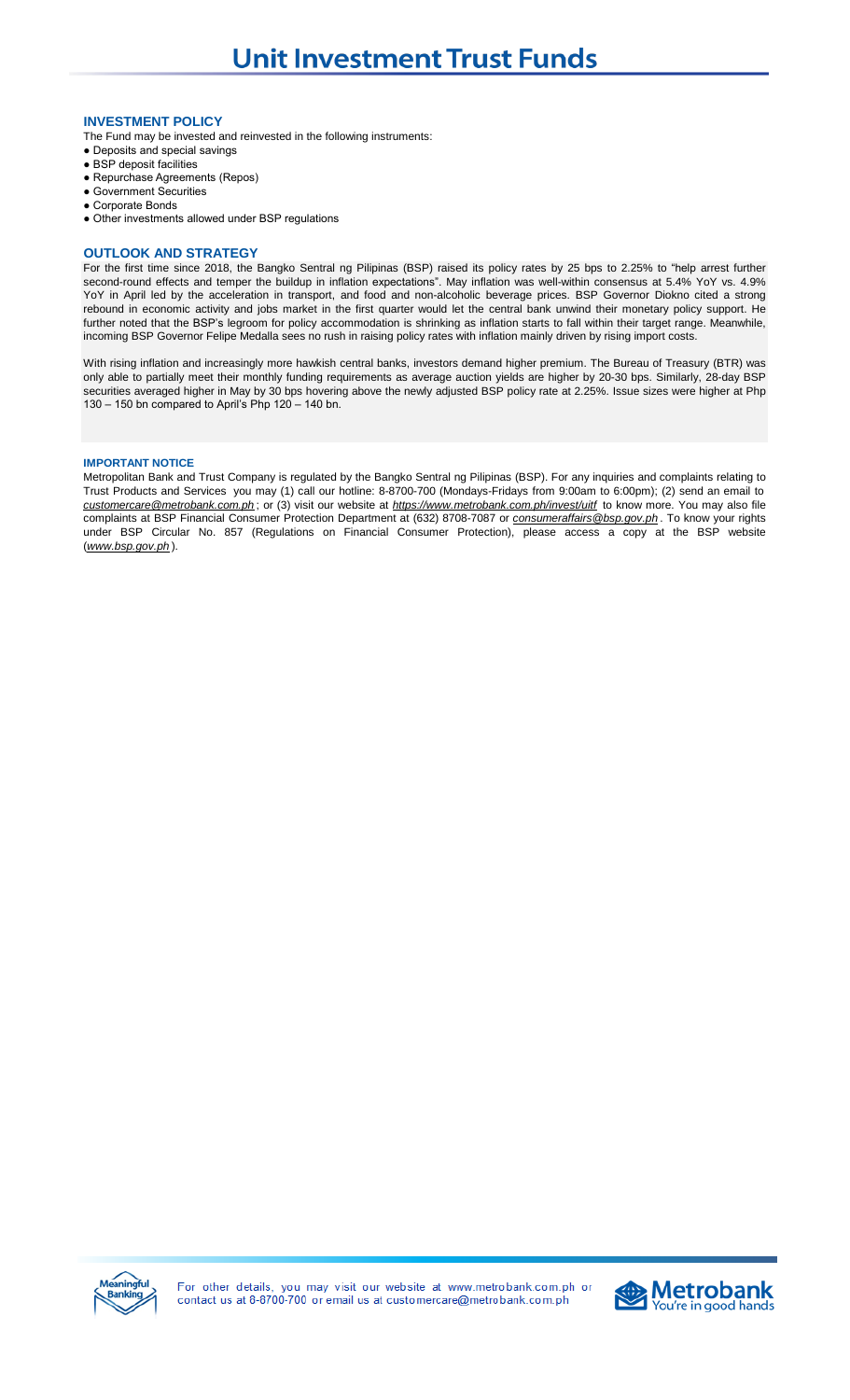# Unit Investment Trust Funds

## INVESTMENT POLICY

The Fund may be invested and reinvested in the following instruments:

- Deposits and special savings
- BSP deposit facilities
- Repurchase Agreements (Repos)
- Government Securities
- Corporate Bonds
- Other investments allowed under BSP regulations

## OUTLOOK AND STRATEGY

For the first time since 2018, the Bangko Sentral ng Pilipinas (BSP) raised its policy rates by 25 bps to 2.25% to "help arrest further second-round effects and temper the buildup in inflation expectations". May inflation was well-within consensus at 5.4% YoY vs. 4.9% YoY in April led by the acceleration in transport, and food and non-alcoholic beverage prices. BSP Governor Diokno cited a strong rebound in economic activity and jobs market in the first quarter would let the central bank unwind their monetary policy support. He further noted that the BSP's legroom for policy accommodation is shrinking as inflation starts to fall within their target range. Meanwhile, incoming BSP Governor Felipe Medalla sees no rush in raising policy rates with inflation mainly driven by rising import costs.

With rising inflation and increasingly more hawkish central banks, investors demand higher premium. The Bureau of Treasury (BTR) was only able to partially meet their monthly funding requirements as average auction yields are higher by 20-30 bps. Similarly, 28-day BSP securities averaged higher in May by 30 bps hovering above the newly adjusted BSP policy rate at 2.25%. Issue sizes were higher at Php 130 – 150 bn compared to April's Php 120 – 140 bn.

### IMPORTANT NOTICE

Metropolitan Bank and Trust Company is regulated by the Bangko Sentral ng Pilipinas (BSP). For any inquiries and complaints relating to Trust Products and Services you may (1) call our hotline: 8-8700-700 (Mondays-Fridays from 9:00am to 6:00pm); (2) send an email to *customercare@metrobank.com.ph*; or (3) visit our website at *https://www.metrobank.com.ph/invest/uitf* to know more. You may also file complaints at BSP Financial Consumer Protection Department at (632) 8708-7087 or *consumeraffairs@bsp.gov.ph*. To know your rights under BSP Circular No. 857 (Regulations on Financial Consumer Protection), please access a copy at the BSP website (*www.bsp.gov.ph*).

For other details, you may visit our website at www.metrobank.com.ph or contact us at 8-8700-700 or email us at customercare@metrobank.com.ph